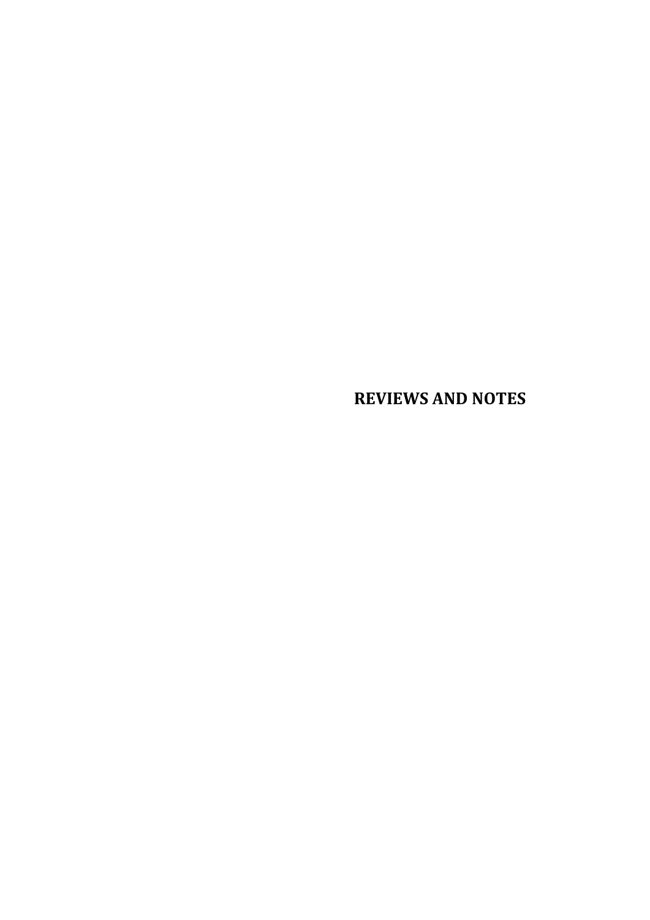# REVIEWS AND NOTES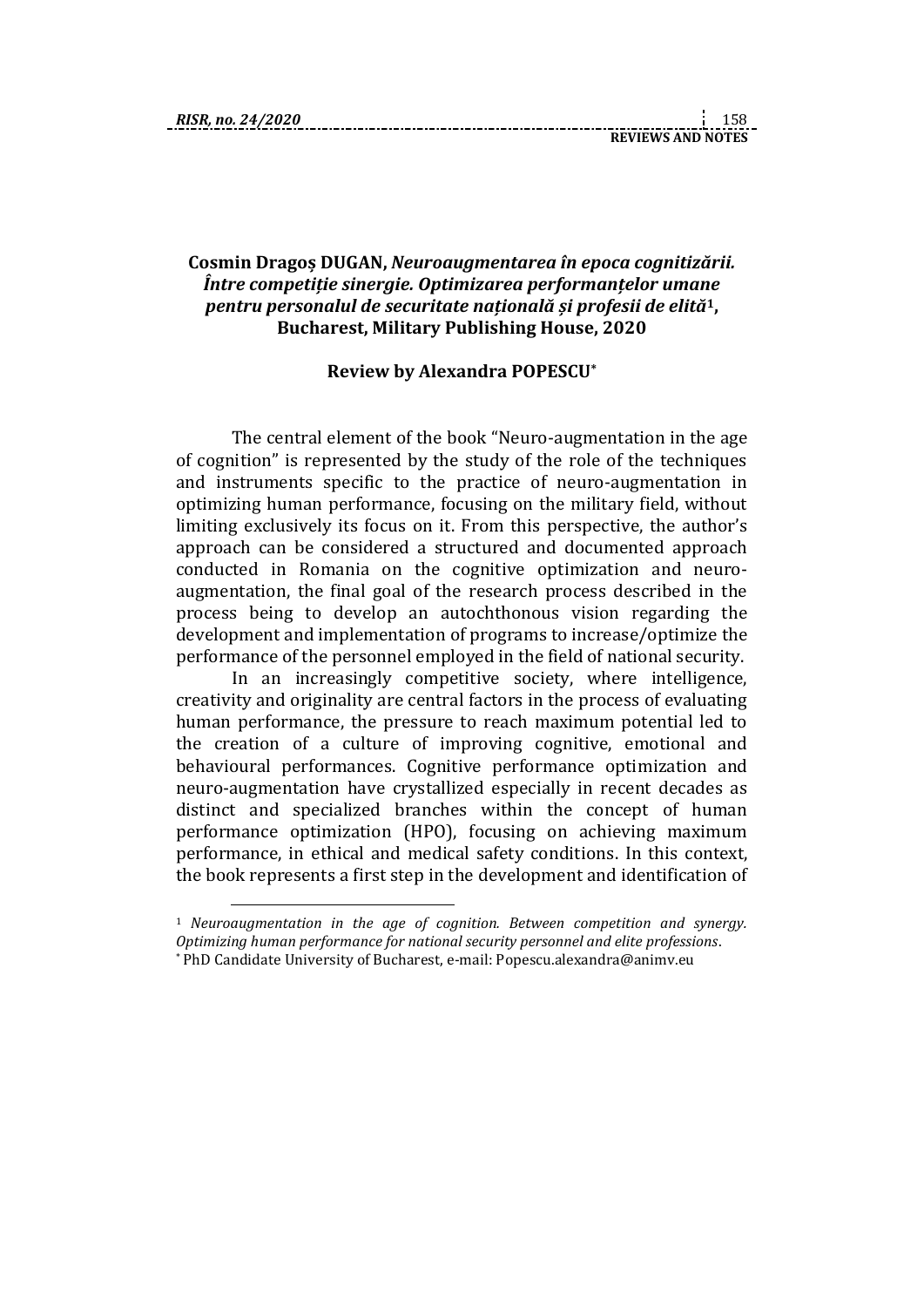**Cosmin Dragoș DUGAN, *Neuroaugmentarea în epoca cognitizării. Între competiție sinergie. Optimizarea performanțelor umane pentru personalul de securitate națională și profesii de elită*[1], Bucharest, Military Publishing House, 2020**

**Review by Alexandra POPESCU***

The central element of the book "Neuro-augmentation in the age of cognition" is represented by the study of the role of the techniques and instruments specific to the practice of neuro-augmentation in optimizing human performance, focusing on the military field, without limiting exclusively its focus on it. From this perspective, the author's approach can be considered a structured and documented approach conducted in Romania on the cognitive optimization and neuro-augmentation, the final goal of the research process described in the process being to develop an autochthonous vision regarding the development and implementation of programs to increase/optimize the performance of the personnel employed in the field of national security.

In an increasingly competitive society, where intelligence, creativity and originality are central factors in the process of evaluating human performance, the pressure to reach maximum potential led to the creation of a culture of improving cognitive, emotional and behavioural performances. Cognitive performance optimization and neuro-augmentation have crystallized especially in recent decades as distinct and specialized branches within the concept of human performance optimization (HPO), focusing on achieving maximum performance, in ethical and medical safety conditions. In this context, the book represents a first step in the development and identification of

---

[1] *Neuroaugmentation in the age of cognition. Between competition and synergy. Optimizing human performance for national security personnel and elite professions*.

\* PhD Candidate University of Bucharest, e-mail: Popescu.alexandra@animv.eu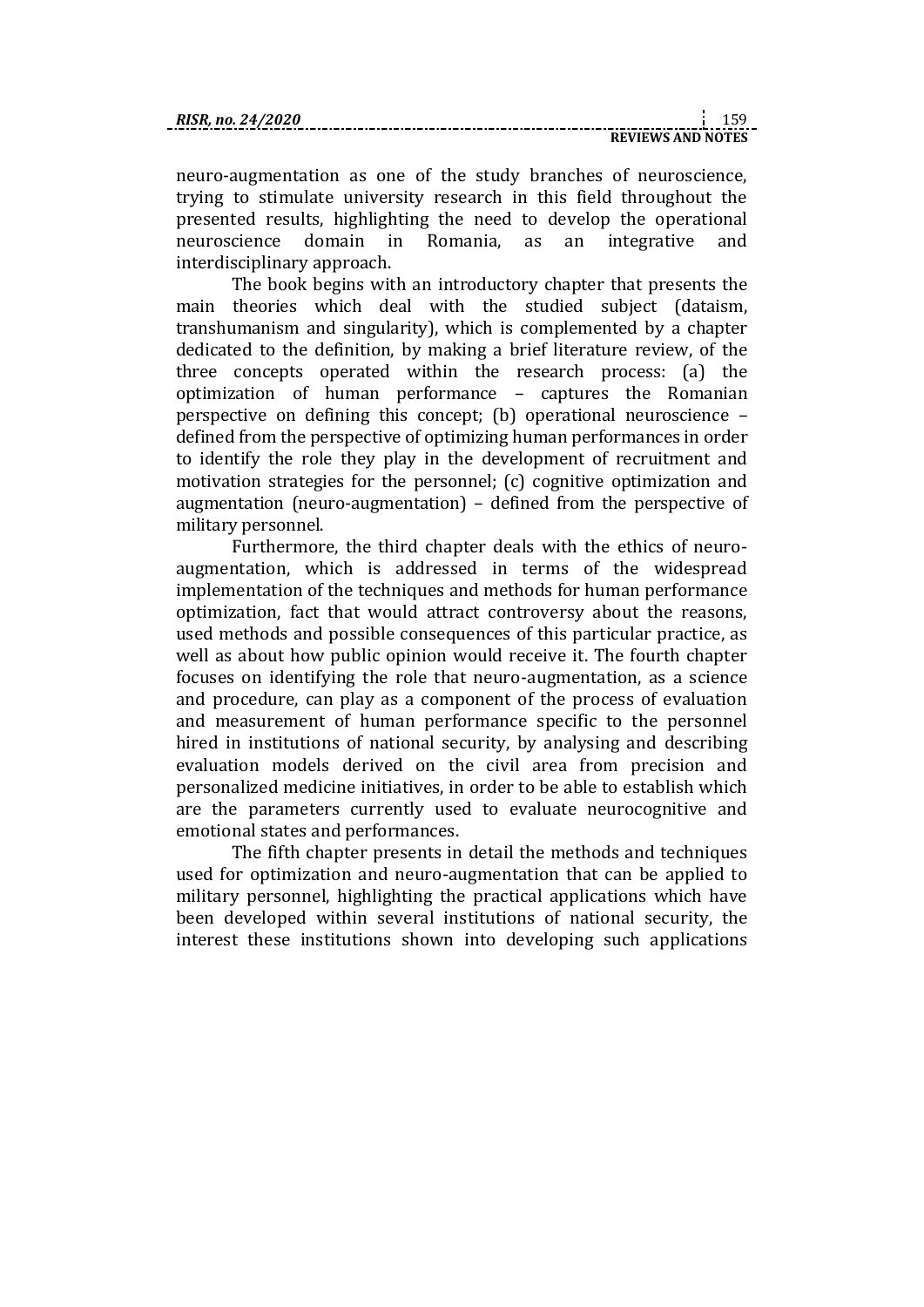neuro-augmentation as one of the study branches of neuroscience, trying to stimulate university research in this field throughout the presented results, highlighting the need to develop the operational neuroscience domain in Romania, as an integrative and interdisciplinary approach.

The book begins with an introductory chapter that presents the main theories which deal with the studied subject (dataism, transhumanism and singularity), which is complemented by a chapter dedicated to the definition, by making a brief literature review, of the three concepts operated within the research process: (a) the optimization of human performance – captures the Romanian perspective on defining this concept; (b) operational neuroscience – defined from the perspective of optimizing human performances in order to identify the role they play in the development of recruitment and motivation strategies for the personnel; (c) cognitive optimization and augmentation (neuro-augmentation) – defined from the perspective of military personnel.

Furthermore, the third chapter deals with the ethics of neuro-augmentation, which is addressed in terms of the widespread implementation of the techniques and methods for human performance optimization, fact that would attract controversy about the reasons, used methods and possible consequences of this particular practice, as well as about how public opinion would receive it. The fourth chapter focuses on identifying the role that neuro-augmentation, as a science and procedure, can play as a component of the process of evaluation and measurement of human performance specific to the personnel hired in institutions of national security, by analysing and describing evaluation models derived on the civil area from precision and personalized medicine initiatives, in order to be able to establish which are the parameters currently used to evaluate neurocognitive and emotional states and performances.

The fifth chapter presents in detail the methods and techniques used for optimization and neuro-augmentation that can be applied to military personnel, highlighting the practical applications which have been developed within several institutions of national security, the interest these institutions shown into developing such applications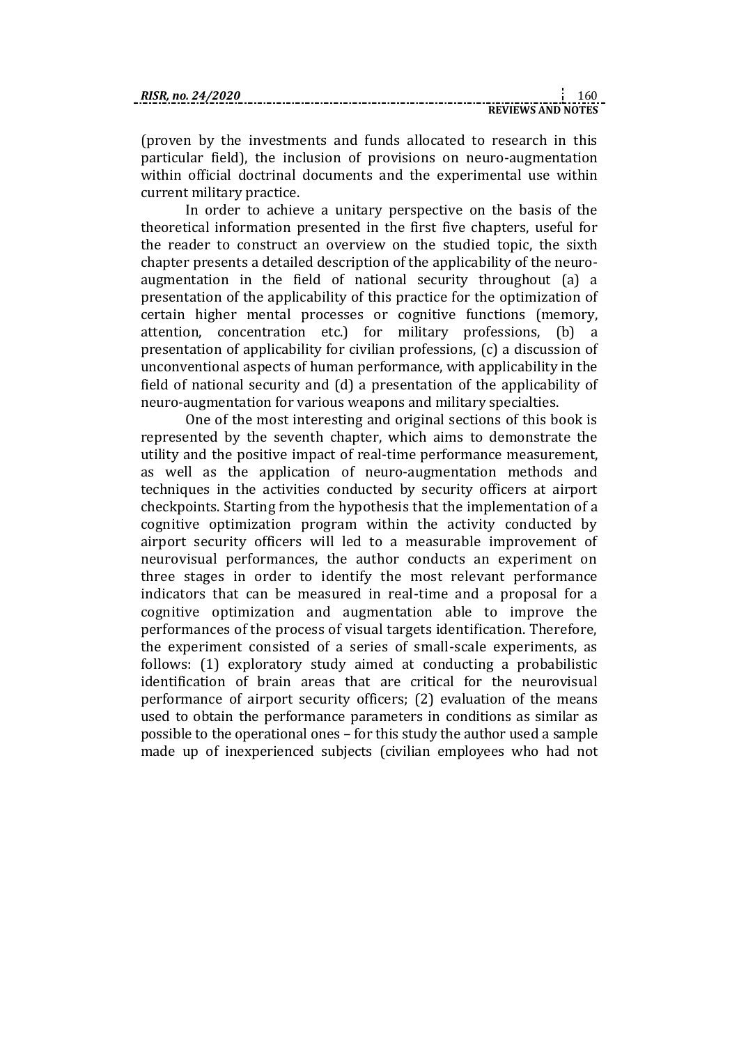(proven by the investments and funds allocated to research in this particular field), the inclusion of provisions on neuro-augmentation within official doctrinal documents and the experimental use within current military practice.

In order to achieve a unitary perspective on the basis of the theoretical information presented in the first five chapters, useful for the reader to construct an overview on the studied topic, the sixth chapter presents a detailed description of the applicability of the neuro-augmentation in the field of national security throughout (a) a presentation of the applicability of this practice for the optimization of certain higher mental processes or cognitive functions (memory, attention, concentration etc.) for military professions, (b) a presentation of applicability for civilian professions, (c) a discussion of unconventional aspects of human performance, with applicability in the field of national security and (d) a presentation of the applicability of neuro-augmentation for various weapons and military specialties.

One of the most interesting and original sections of this book is represented by the seventh chapter, which aims to demonstrate the utility and the positive impact of real-time performance measurement, as well as the application of neuro-augmentation methods and techniques in the activities conducted by security officers at airport checkpoints. Starting from the hypothesis that the implementation of a cognitive optimization program within the activity conducted by airport security officers will led to a measurable improvement of neurovisual performances, the author conducts an experiment on three stages in order to identify the most relevant performance indicators that can be measured in real-time and a proposal for a cognitive optimization and augmentation able to improve the performances of the process of visual targets identification. Therefore, the experiment consisted of a series of small-scale experiments, as follows: (1) exploratory study aimed at conducting a probabilistic identification of brain areas that are critical for the neurovisual performance of airport security officers; (2) evaluation of the means used to obtain the performance parameters in conditions as similar as possible to the operational ones – for this study the author used a sample made up of inexperienced subjects (civilian employees who had not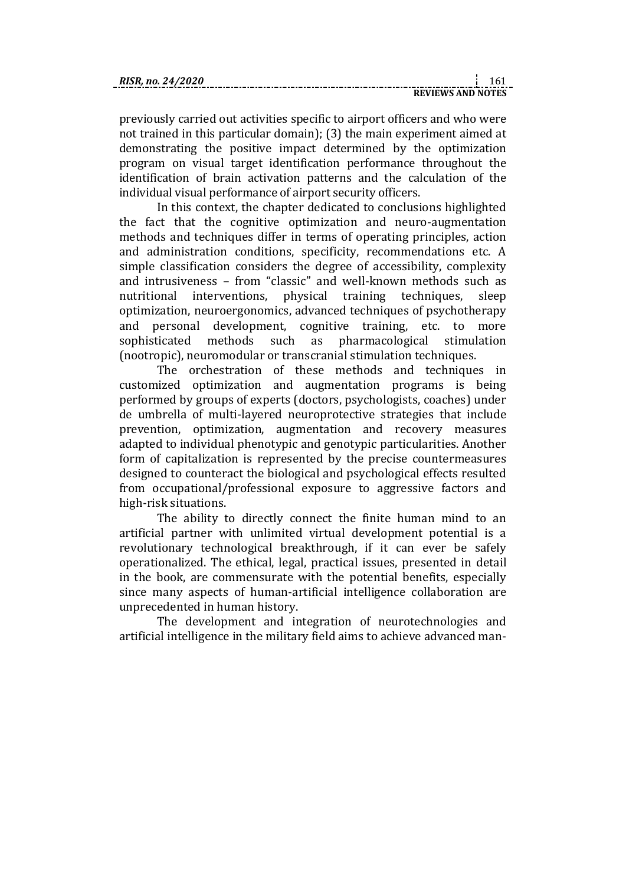previously carried out activities specific to airport officers and who were not trained in this particular domain); (3) the main experiment aimed at demonstrating the positive impact determined by the optimization program on visual target identification performance throughout the identification of brain activation patterns and the calculation of the individual visual performance of airport security officers.

In this context, the chapter dedicated to conclusions highlighted the fact that the cognitive optimization and neuro-augmentation methods and techniques differ in terms of operating principles, action and administration conditions, specificity, recommendations etc. A simple classification considers the degree of accessibility, complexity and intrusiveness – from "classic" and well-known methods such as nutritional interventions, physical training techniques, sleep optimization, neuroergonomics, advanced techniques of psychotherapy and personal development, cognitive training, etc. to more sophisticated methods such as pharmacological stimulation (nootropic), neuromodular or transcranial stimulation techniques.

The orchestration of these methods and techniques in customized optimization and augmentation programs is being performed by groups of experts (doctors, psychologists, coaches) under de umbrella of multi-layered neuroprotective strategies that include prevention, optimization, augmentation and recovery measures adapted to individual phenotypic and genotypic particularities. Another form of capitalization is represented by the precise countermeasures designed to counteract the biological and psychological effects resulted from occupational/professional exposure to aggressive factors and high-risk situations.

The ability to directly connect the finite human mind to an artificial partner with unlimited virtual development potential is a revolutionary technological breakthrough, if it can ever be safely operationalized. The ethical, legal, practical issues, presented in detail in the book, are commensurate with the potential benefits, especially since many aspects of human-artificial intelligence collaboration are unprecedented in human history.

The development and integration of neurotechnologies and artificial intelligence in the military field aims to achieve advanced man-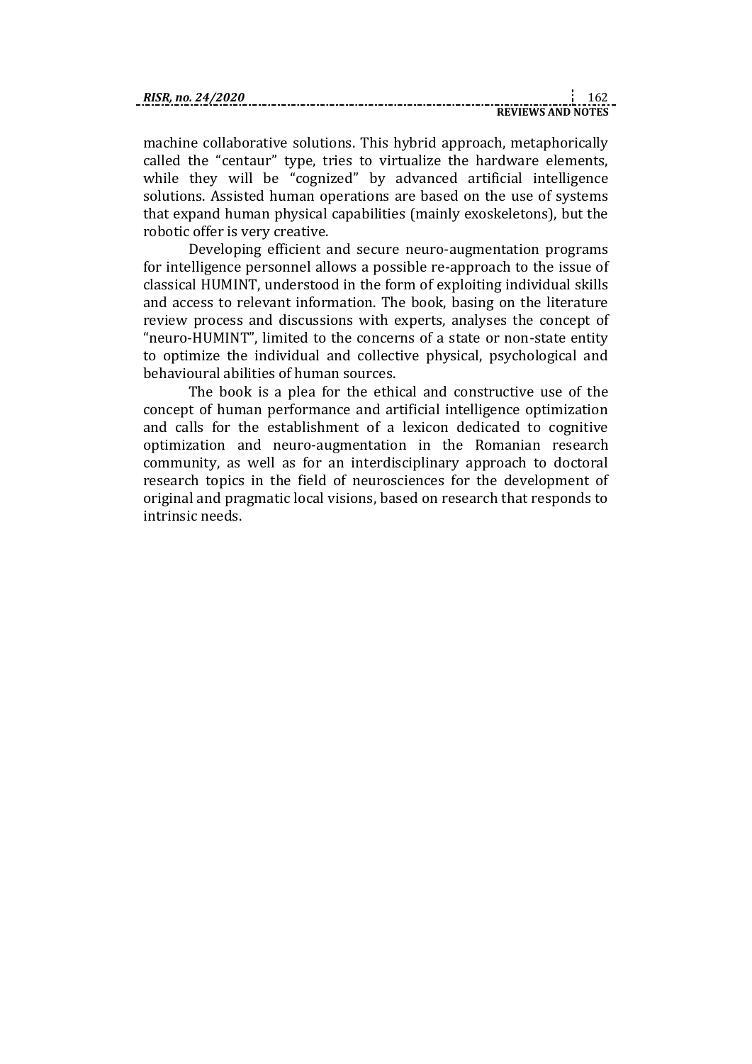machine collaborative solutions. This hybrid approach, metaphorically called the "centaur" type, tries to virtualize the hardware elements, while they will be "cognized" by advanced artificial intelligence solutions. Assisted human operations are based on the use of systems that expand human physical capabilities (mainly exoskeletons), but the robotic offer is very creative.

Developing efficient and secure neuro-augmentation programs for intelligence personnel allows a possible re-approach to the issue of classical HUMINT, understood in the form of exploiting individual skills and access to relevant information. The book, basing on the literature review process and discussions with experts, analyses the concept of "neuro-HUMINT", limited to the concerns of a state or non-state entity to optimize the individual and collective physical, psychological and behavioural abilities of human sources.

The book is a plea for the ethical and constructive use of the concept of human performance and artificial intelligence optimization and calls for the establishment of a lexicon dedicated to cognitive optimization and neuro-augmentation in the Romanian research community, as well as for an interdisciplinary approach to doctoral research topics in the field of neurosciences for the development of original and pragmatic local visions, based on research that responds to intrinsic needs.